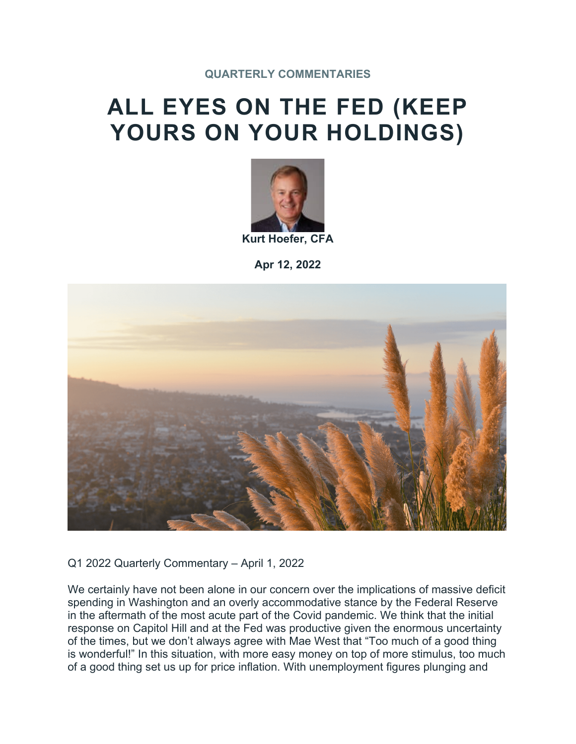QUARTERLY COMMENTARIES

# ALL EYES ON THE FED (KEEP YOURS ON YOUR HOLDINGS)

**Kurt Hoefer, CFA**

**Apr 12, 2022**

Q1 2022 Quarterly Commentary – April 1, 2022

We certainly have not been alone in our concern over the implications of massive deficit spending in Washington and an overly accommodative stance by the Federal Reserve in the aftermath of the most acute part of the Covid pandemic. We think that the initial response on Capitol Hill and at the Fed was productive given the enormous uncertainty of the times, but we don't always agree with Mae West that "Too much of a good thing is wonderful!" In this situation, with more easy money on top of more stimulus, too much of a good thing set us up for price inflation. With unemployment figures plunging and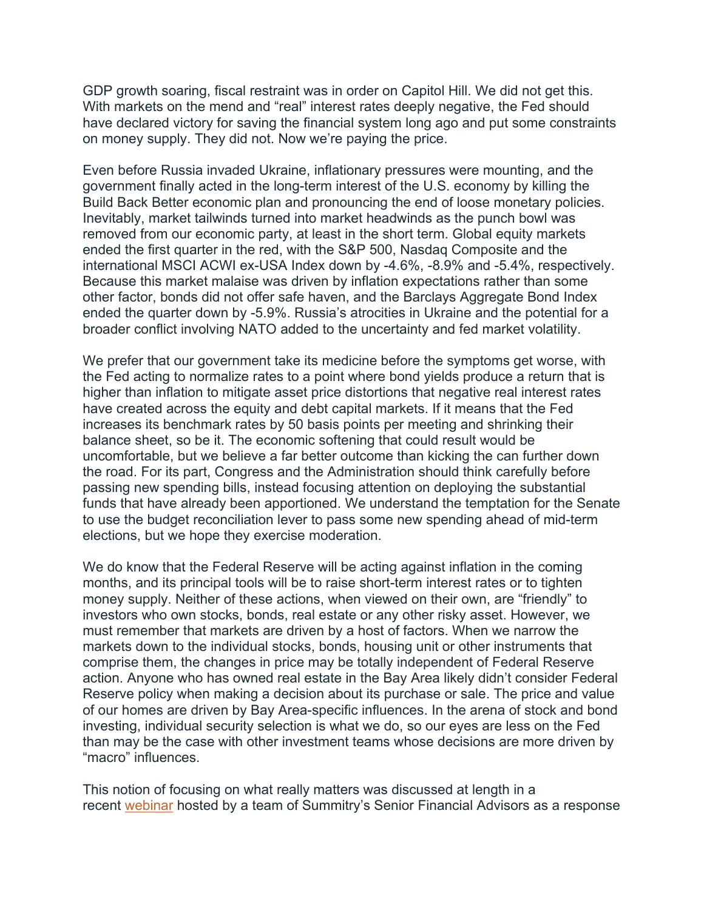GDP growth soaring, fiscal restraint was in order on Capitol Hill. We did not get this. With markets on the mend and "real" interest rates deeply negative, the Fed should have declared victory for saving the financial system long ago and put some constraints on money supply. They did not. Now we're paying the price.

Even before Russia invaded Ukraine, inflationary pressures were mounting, and the government finally acted in the long-term interest of the U.S. economy by killing the Build Back Better economic plan and pronouncing the end of loose monetary policies. Inevitably, market tailwinds turned into market headwinds as the punch bowl was removed from our economic party, at least in the short term. Global equity markets ended the first quarter in the red, with the S&P 500, Nasdaq Composite and the international MSCI ACWI ex-USA Index down by -4.6%, -8.9% and -5.4%, respectively. Because this market malaise was driven by inflation expectations rather than some other factor, bonds did not offer safe haven, and the Barclays Aggregate Bond Index ended the quarter down by -5.9%. Russia's atrocities in Ukraine and the potential for a broader conflict involving NATO added to the uncertainty and fed market volatility.

We prefer that our government take its medicine before the symptoms get worse, with the Fed acting to normalize rates to a point where bond yields produce a return that is higher than inflation to mitigate asset price distortions that negative real interest rates have created across the equity and debt capital markets. If it means that the Fed increases its benchmark rates by 50 basis points per meeting and shrinking their balance sheet, so be it. The economic softening that could result would be uncomfortable, but we believe a far better outcome than kicking the can further down the road. For its part, Congress and the Administration should think carefully before passing new spending bills, instead focusing attention on deploying the substantial funds that have already been apportioned. We understand the temptation for the Senate to use the budget reconciliation lever to pass some new spending ahead of mid-term elections, but we hope they exercise moderation.

We do know that the Federal Reserve will be acting against inflation in the coming months, and its principal tools will be to raise short-term interest rates or to tighten money supply. Neither of these actions, when viewed on their own, are "friendly" to investors who own stocks, bonds, real estate or any other risky asset. However, we must remember that markets are driven by a host of factors. When we narrow the markets down to the individual stocks, bonds, housing unit or other instruments that comprise them, the changes in price may be totally independent of Federal Reserve action. Anyone who has owned real estate in the Bay Area likely didn't consider Federal Reserve policy when making a decision about its purchase or sale. The price and value of our homes are driven by Bay Area-specific influences. In the arena of stock and bond investing, individual security selection is what we do, so our eyes are less on the Fed than may be the case with other investment teams whose decisions are more driven by "macro" influences.

This notion of focusing on what really matters was discussed at length in a recent webinar hosted by a team of Summitry's Senior Financial Advisors as a response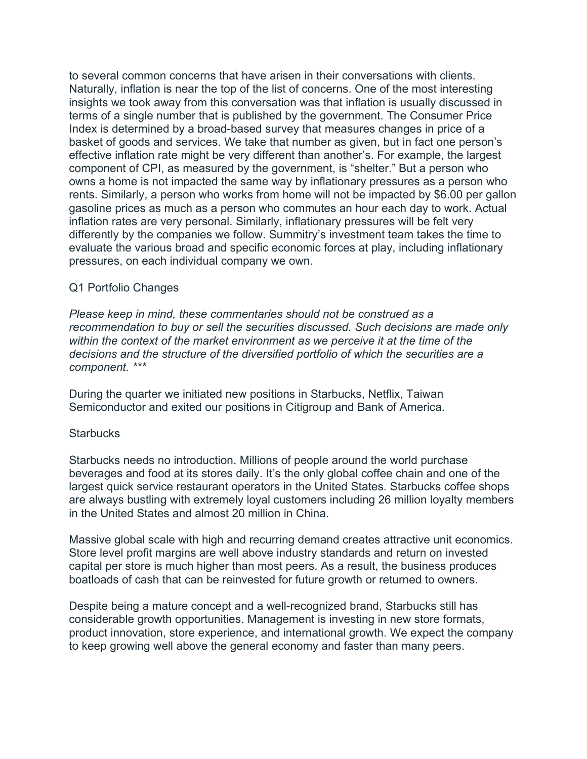to several common concerns that have arisen in their conversations with clients. Naturally, inflation is near the top of the list of concerns. One of the most interesting insights we took away from this conversation was that inflation is usually discussed in terms of a single number that is published by the government. The Consumer Price Index is determined by a broad-based survey that measures changes in price of a basket of goods and services. We take that number as given, but in fact one person's effective inflation rate might be very different than another's. For example, the largest component of CPI, as measured by the government, is "shelter." But a person who owns a home is not impacted the same way by inflationary pressures as a person who rents. Similarly, a person who works from home will not be impacted by $6.00 per gallon gasoline prices as much as a person who commutes an hour each day to work. Actual inflation rates are very personal. Similarly, inflationary pressures will be felt very differently by the companies we follow. Summitry's investment team takes the time to evaluate the various broad and specific economic forces at play, including inflationary pressures, on each individual company we own.

## Q1 Portfolio Changes

*Please keep in mind, these commentaries should not be construed as a recommendation to buy or sell the securities discussed. Such decisions are made only within the context of the market environment as we perceive it at the time of the decisions and the structure of the diversified portfolio of which the securities are a component. ****

During the quarter we initiated new positions in Starbucks, Netflix, Taiwan Semiconductor and exited our positions in Citigroup and Bank of America.

### Starbucks

Starbucks needs no introduction. Millions of people around the world purchase beverages and food at its stores daily. It's the only global coffee chain and one of the largest quick service restaurant operators in the United States. Starbucks coffee shops are always bustling with extremely loyal customers including 26 million loyalty members in the United States and almost 20 million in China.

Massive global scale with high and recurring demand creates attractive unit economics. Store level profit margins are well above industry standards and return on invested capital per store is much higher than most peers. As a result, the business produces boatloads of cash that can be reinvested for future growth or returned to owners.

Despite being a mature concept and a well-recognized brand, Starbucks still has considerable growth opportunities. Management is investing in new store formats, product innovation, store experience, and international growth. We expect the company to keep growing well above the general economy and faster than many peers.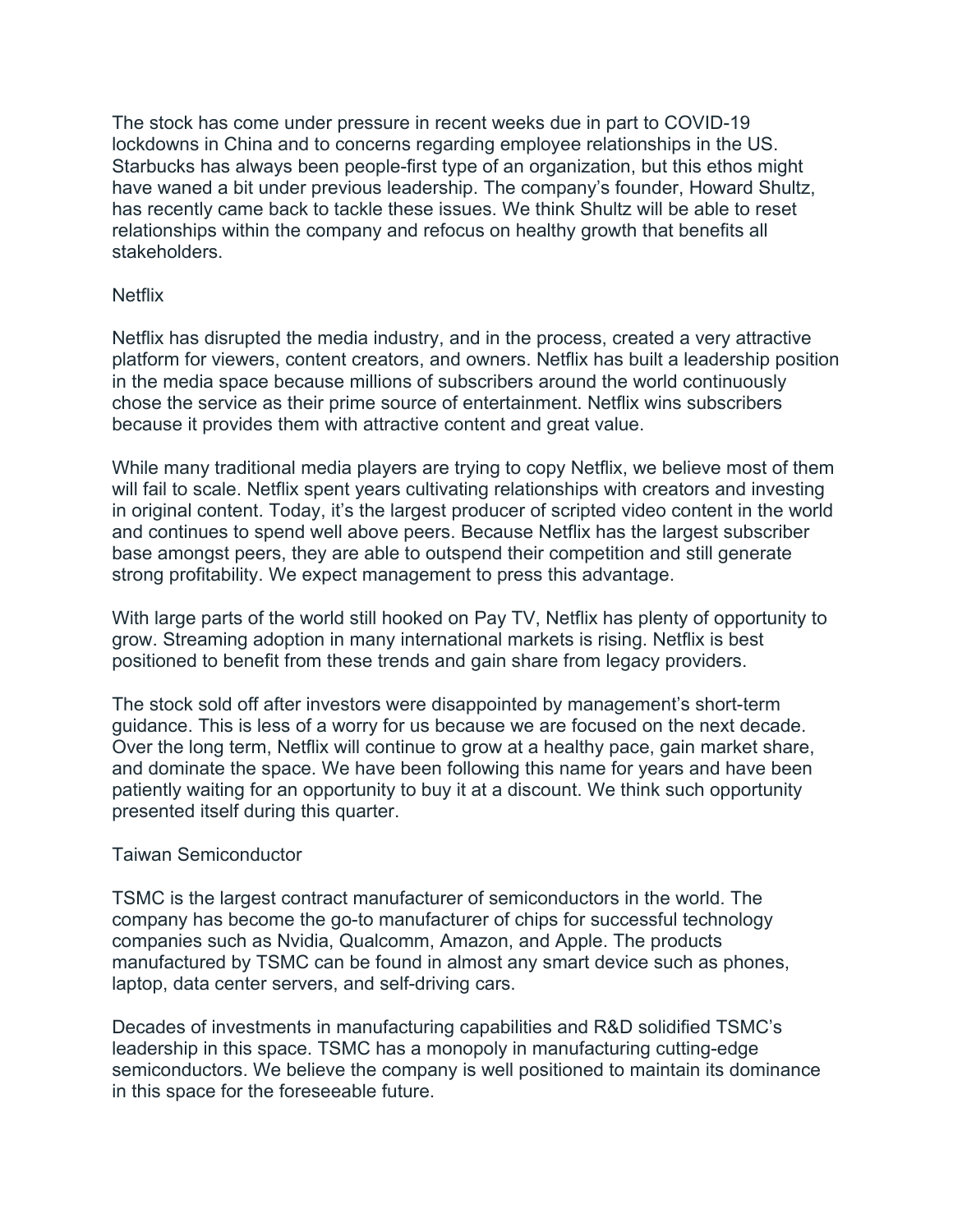The stock has come under pressure in recent weeks due in part to COVID-19 lockdowns in China and to concerns regarding employee relationships in the US. Starbucks has always been people-first type of an organization, but this ethos might have waned a bit under previous leadership. The company's founder, Howard Shultz, has recently came back to tackle these issues. We think Shultz will be able to reset relationships within the company and refocus on healthy growth that benefits all stakeholders.

## Netflix

Netflix has disrupted the media industry, and in the process, created a very attractive platform for viewers, content creators, and owners. Netflix has built a leadership position in the media space because millions of subscribers around the world continuously chose the service as their prime source of entertainment. Netflix wins subscribers because it provides them with attractive content and great value.

While many traditional media players are trying to copy Netflix, we believe most of them will fail to scale. Netflix spent years cultivating relationships with creators and investing in original content. Today, it's the largest producer of scripted video content in the world and continues to spend well above peers. Because Netflix has the largest subscriber base amongst peers, they are able to outspend their competition and still generate strong profitability. We expect management to press this advantage.

With large parts of the world still hooked on Pay TV, Netflix has plenty of opportunity to grow. Streaming adoption in many international markets is rising. Netflix is best positioned to benefit from these trends and gain share from legacy providers.

The stock sold off after investors were disappointed by management's short-term guidance. This is less of a worry for us because we are focused on the next decade. Over the long term, Netflix will continue to grow at a healthy pace, gain market share, and dominate the space. We have been following this name for years and have been patiently waiting for an opportunity to buy it at a discount. We think such opportunity presented itself during this quarter.

## Taiwan Semiconductor

TSMC is the largest contract manufacturer of semiconductors in the world. The company has become the go-to manufacturer of chips for successful technology companies such as Nvidia, Qualcomm, Amazon, and Apple. The products manufactured by TSMC can be found in almost any smart device such as phones, laptop, data center servers, and self-driving cars.

Decades of investments in manufacturing capabilities and R&D solidified TSMC's leadership in this space. TSMC has a monopoly in manufacturing cutting-edge semiconductors. We believe the company is well positioned to maintain its dominance in this space for the foreseeable future.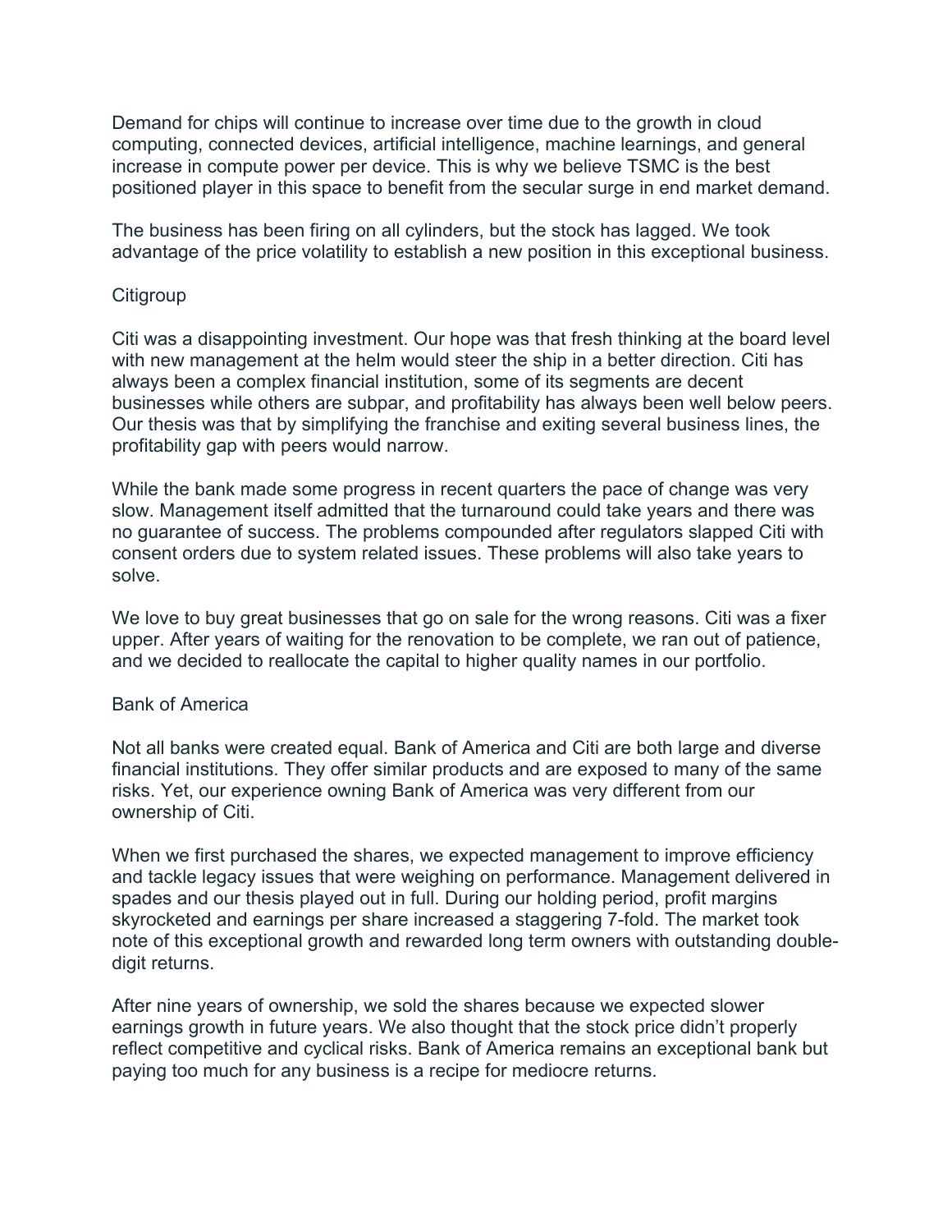Demand for chips will continue to increase over time due to the growth in cloud computing, connected devices, artificial intelligence, machine learnings, and general increase in compute power per device. This is why we believe TSMC is the best positioned player in this space to benefit from the secular surge in end market demand.

The business has been firing on all cylinders, but the stock has lagged. We took advantage of the price volatility to establish a new position in this exceptional business.

### Citigroup

Citi was a disappointing investment. Our hope was that fresh thinking at the board level with new management at the helm would steer the ship in a better direction. Citi has always been a complex financial institution, some of its segments are decent businesses while others are subpar, and profitability has always been well below peers. Our thesis was that by simplifying the franchise and exiting several business lines, the profitability gap with peers would narrow.

While the bank made some progress in recent quarters the pace of change was very slow. Management itself admitted that the turnaround could take years and there was no guarantee of success. The problems compounded after regulators slapped Citi with consent orders due to system related issues. These problems will also take years to solve.

We love to buy great businesses that go on sale for the wrong reasons. Citi was a fixer upper. After years of waiting for the renovation to be complete, we ran out of patience, and we decided to reallocate the capital to higher quality names in our portfolio.

### Bank of America

Not all banks were created equal. Bank of America and Citi are both large and diverse financial institutions. They offer similar products and are exposed to many of the same risks. Yet, our experience owning Bank of America was very different from our ownership of Citi.

When we first purchased the shares, we expected management to improve efficiency and tackle legacy issues that were weighing on performance. Management delivered in spades and our thesis played out in full. During our holding period, profit margins skyrocketed and earnings per share increased a staggering 7-fold. The market took note of this exceptional growth and rewarded long term owners with outstanding double-digit returns.

After nine years of ownership, we sold the shares because we expected slower earnings growth in future years. We also thought that the stock price didn't properly reflect competitive and cyclical risks. Bank of America remains an exceptional bank but paying too much for any business is a recipe for mediocre returns.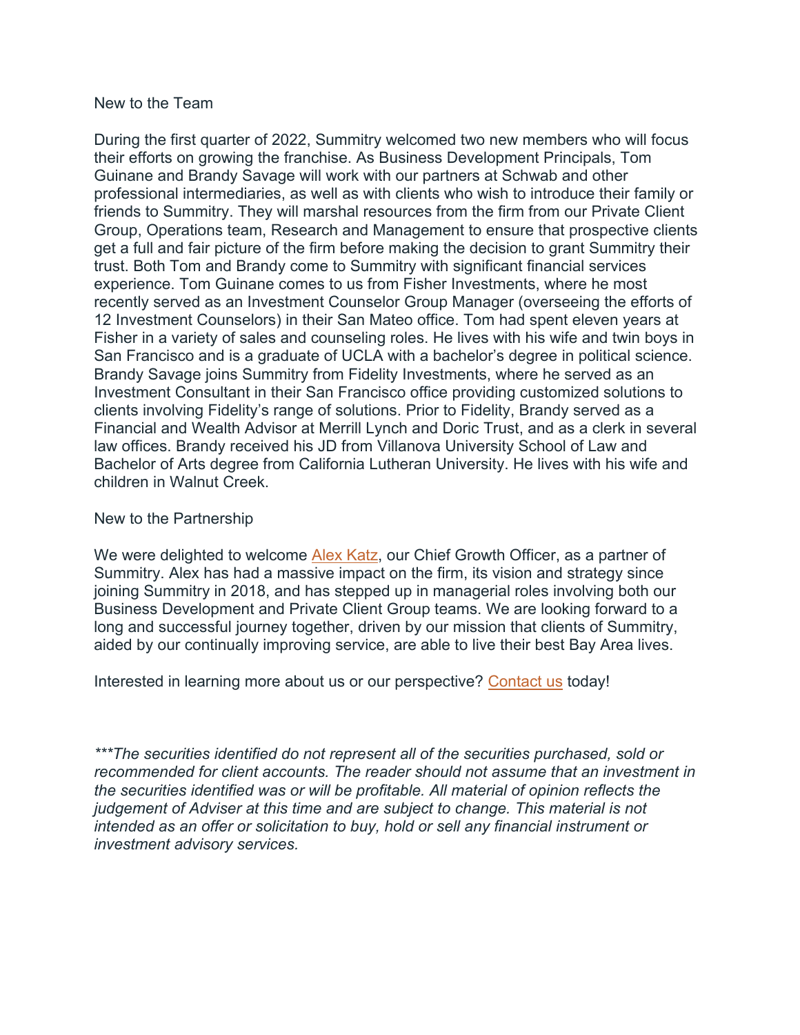## New to the Team

During the first quarter of 2022, Summitry welcomed two new members who will focus their efforts on growing the franchise. As Business Development Principals, Tom Guinane and Brandy Savage will work with our partners at Schwab and other professional intermediaries, as well as with clients who wish to introduce their family or friends to Summitry. They will marshal resources from the firm from our Private Client Group, Operations team, Research and Management to ensure that prospective clients get a full and fair picture of the firm before making the decision to grant Summitry their trust. Both Tom and Brandy come to Summitry with significant financial services experience. Tom Guinane comes to us from Fisher Investments, where he most recently served as an Investment Counselor Group Manager (overseeing the efforts of 12 Investment Counselors) in their San Mateo office. Tom had spent eleven years at Fisher in a variety of sales and counseling roles. He lives with his wife and twin boys in San Francisco and is a graduate of UCLA with a bachelor's degree in political science. Brandy Savage joins Summitry from Fidelity Investments, where he served as an Investment Consultant in their San Francisco office providing customized solutions to clients involving Fidelity's range of solutions. Prior to Fidelity, Brandy served as a Financial and Wealth Advisor at Merrill Lynch and Doric Trust, and as a clerk in several law offices. Brandy received his JD from Villanova University School of Law and Bachelor of Arts degree from California Lutheran University. He lives with his wife and children in Walnut Creek.

## New to the Partnership

We were delighted to welcome Alex Katz, our Chief Growth Officer, as a partner of Summitry. Alex has had a massive impact on the firm, its vision and strategy since joining Summitry in 2018, and has stepped up in managerial roles involving both our Business Development and Private Client Group teams. We are looking forward to a long and successful journey together, driven by our mission that clients of Summitry, aided by our continually improving service, are able to live their best Bay Area lives.

Interested in learning more about us or our perspective? Contact us today!

*\*\*\*The securities identified do not represent all of the securities purchased, sold or recommended for client accounts. The reader should not assume that an investment in the securities identified was or will be profitable. All material of opinion reflects the judgement of Adviser at this time and are subject to change. This material is not intended as an offer or solicitation to buy, hold or sell any financial instrument or investment advisory services.*